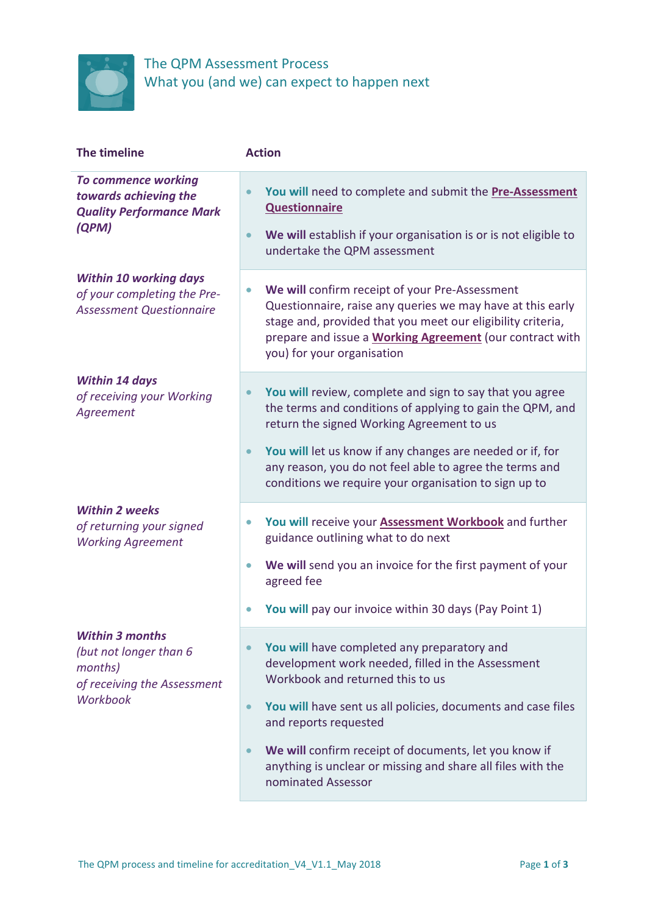# The QPM Assessment Process
## What you (and we) can expect to happen next

| The timeline | Action |
|---|---|
| ***To commence working towards achieving the Quality Performance Mark (QPM)*** | • **You will** need to complete and submit the **Pre-Assessment Questionnaire**<br>• **We will** establish if your organisation is or is not eligible to undertake the QPM assessment |
| ***Within 10 working days*** *of your completing the Pre-Assessment Questionnaire* | • **We will** confirm receipt of your Pre-Assessment Questionnaire, raise any queries we may have at this early stage and, provided that you meet our eligibility criteria, prepare and issue a **Working Agreement** (our contract with you) for your organisation |
| ***Within 14 days*** *of receiving your Working Agreement* | • **You will** review, complete and sign to say that you agree the terms and conditions of applying to gain the QPM, and return the signed Working Agreement to us<br>• **You will** let us know if any changes are needed or if, for any reason, you do not feel able to agree the terms and conditions we require your organisation to sign up to |
| ***Within 2 weeks*** *of returning your signed Working Agreement* | • **You will** receive your **Assessment Workbook** and further guidance outlining what to do next<br>• **We will** send you an invoice for the first payment of your agreed fee<br>• **You will** pay our invoice within 30 days (Pay Point 1) |
| ***Within 3 months*** *(but not longer than 6 months) of receiving the Assessment Workbook* | • **You will** have completed any preparatory and development work needed, filled in the Assessment Workbook and returned this to us<br>• **You will** have sent us all policies, documents and case files and reports requested<br>• **We will** confirm receipt of documents, let you know if anything is unclear or missing and share all files with the nominated Assessor |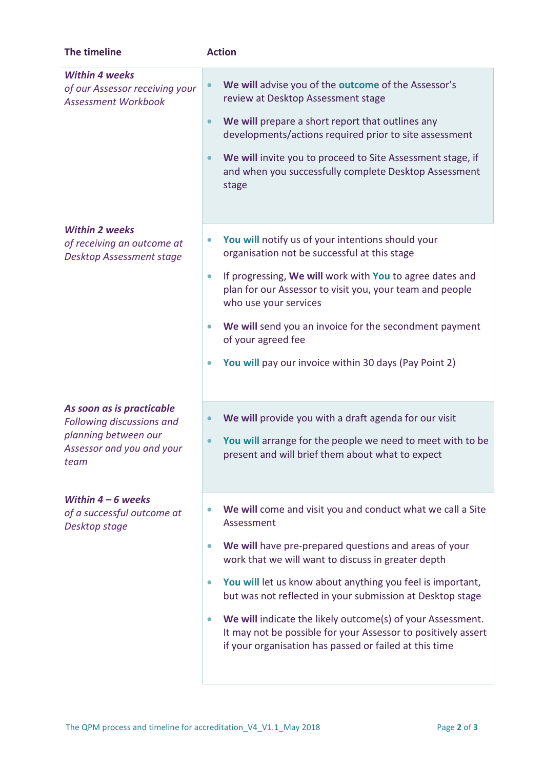| The timeline | Action |
| --- | --- |
| ***Within 4 weeks*** *of our Assessor receiving your Assessment Workbook* | • **We will** advise you of the **outcome** of the Assessor's review at Desktop Assessment stage<br>• **We will** prepare a short report that outlines any developments/actions required prior to site assessment<br>• **We will** invite you to proceed to Site Assessment stage, if and when you successfully complete Desktop Assessment stage |
| ***Within 2 weeks*** *of receiving an outcome at Desktop Assessment stage* | • **You will** notify us of your intentions should your organisation not be successful at this stage<br>• If progressing, **We will** work with **You** to agree dates and plan for our Assessor to visit you, your team and people who use your services<br>• **We will** send you an invoice for the secondment payment of your agreed fee<br>• **You will** pay our invoice within 30 days (Pay Point 2) |
| ***As soon as is practicable*** *Following discussions and planning between our Assessor and you and your team* | • **We will** provide you with a draft agenda for our visit<br>• **You will** arrange for the people we need to meet with to be present and will brief them about what to expect |
| ***Within 4 – 6 weeks*** *of a successful outcome at Desktop stage* | • **We will** come and visit you and conduct what we call a Site Assessment<br>• **We will** have pre-prepared questions and areas of your work that we will want to discuss in greater depth<br>• **You will** let us know about anything you feel is important, but was not reflected in your submission at Desktop stage<br>• **We will** indicate the likely outcome(s) of your Assessment. It may not be possible for your Assessor to positively assert if your organisation has passed or failed at this time |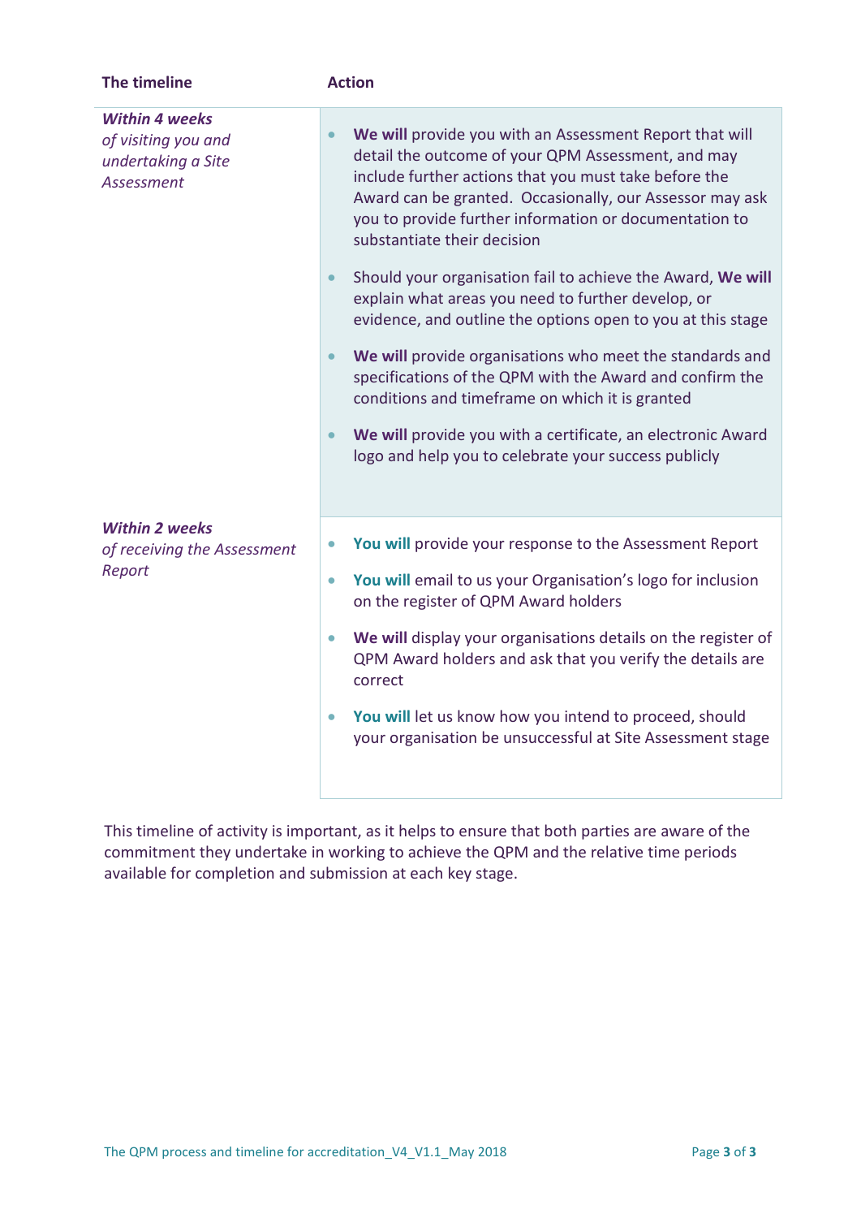| The timeline | Action |
|---|---|
| ***Within 4 weeks*** *of visiting you and undertaking a Site Assessment* | • **We will** provide you with an Assessment Report that will detail the outcome of your QPM Assessment, and may include further actions that you must take before the Award can be granted. Occasionally, our Assessor may ask you to provide further information or documentation to substantiate their decision<br><br>• Should your organisation fail to achieve the Award, **We will** explain what areas you need to further develop, or evidence, and outline the options open to you at this stage<br><br>• **We will** provide organisations who meet the standards and specifications of the QPM with the Award and confirm the conditions and timeframe on which it is granted<br><br>• **We will** provide you with a certificate, an electronic Award logo and help you to celebrate your success publicly |
| ***Within 2 weeks*** *of receiving the Assessment Report* | • **You will** provide your response to the Assessment Report<br><br>• **You will** email to us your Organisation's logo for inclusion on the register of QPM Award holders<br><br>• **We will** display your organisations details on the register of QPM Award holders and ask that you verify the details are correct<br><br>• **You will** let us know how you intend to proceed, should your organisation be unsuccessful at Site Assessment stage |

This timeline of activity is important, as it helps to ensure that both parties are aware of the commitment they undertake in working to achieve the QPM and the relative time periods available for completion and submission at each key stage.